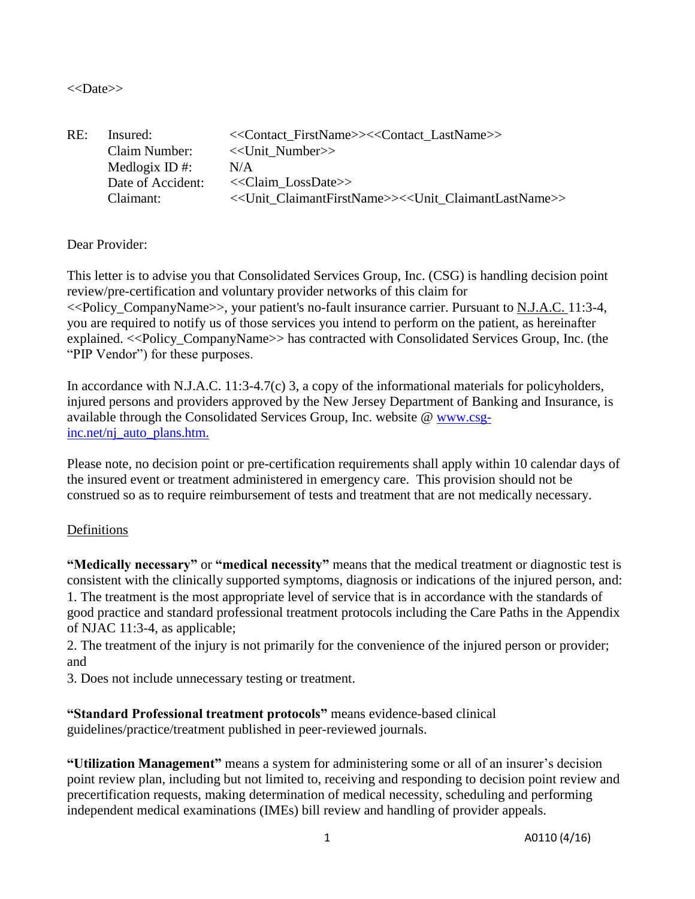<<Date>>

RE: Insured: <<Contact_FirstName>><<Contact_LastName>>
Claim Number: <<Unit_Number>>
Medlogix ID #: N/A
Date of Accident: <<Claim_LossDate>>
Claimant: <<Unit_ClaimantFirstName>><<Unit_ClaimantLastName>>

Dear Provider:

This letter is to advise you that Consolidated Services Group, Inc. (CSG) is handling decision point review/pre-certification and voluntary provider networks of this claim for <<Policy_CompanyName>>, your patient's no-fault insurance carrier. Pursuant to N.J.A.C. 11:3-4, you are required to notify us of those services you intend to perform on the patient, as hereinafter explained. <<Policy_CompanyName>> has contracted with Consolidated Services Group, Inc. (the "PIP Vendor") for these purposes.

In accordance with N.J.A.C. 11:3-4.7(c) 3, a copy of the informational materials for policyholders, injured persons and providers approved by the New Jersey Department of Banking and Insurance, is available through the Consolidated Services Group, Inc. website @ www.csg-inc.net/nj_auto_plans.htm.

Please note, no decision point or pre-certification requirements shall apply within 10 calendar days of the insured event or treatment administered in emergency care. This provision should not be construed so as to require reimbursement of tests and treatment that are not medically necessary.

## Definitions

**"Medically necessary"** or **"medical necessity"** means that the medical treatment or diagnostic test is consistent with the clinically supported symptoms, diagnosis or indications of the injured person, and:

1. The treatment is the most appropriate level of service that is in accordance with the standards of good practice and standard professional treatment protocols including the Care Paths in the Appendix of NJAC 11:3-4, as applicable;
2. The treatment of the injury is not primarily for the convenience of the injured person or provider; and
3. Does not include unnecessary testing or treatment.

**"Standard Professional treatment protocols"** means evidence-based clinical guidelines/practice/treatment published in peer-reviewed journals.

**"Utilization Management"** means a system for administering some or all of an insurer's decision point review plan, including but not limited to, receiving and responding to decision point review and precertification requests, making determination of medical necessity, scheduling and performing independent medical examinations (IMEs) bill review and handling of provider appeals.

A0110 (4/16)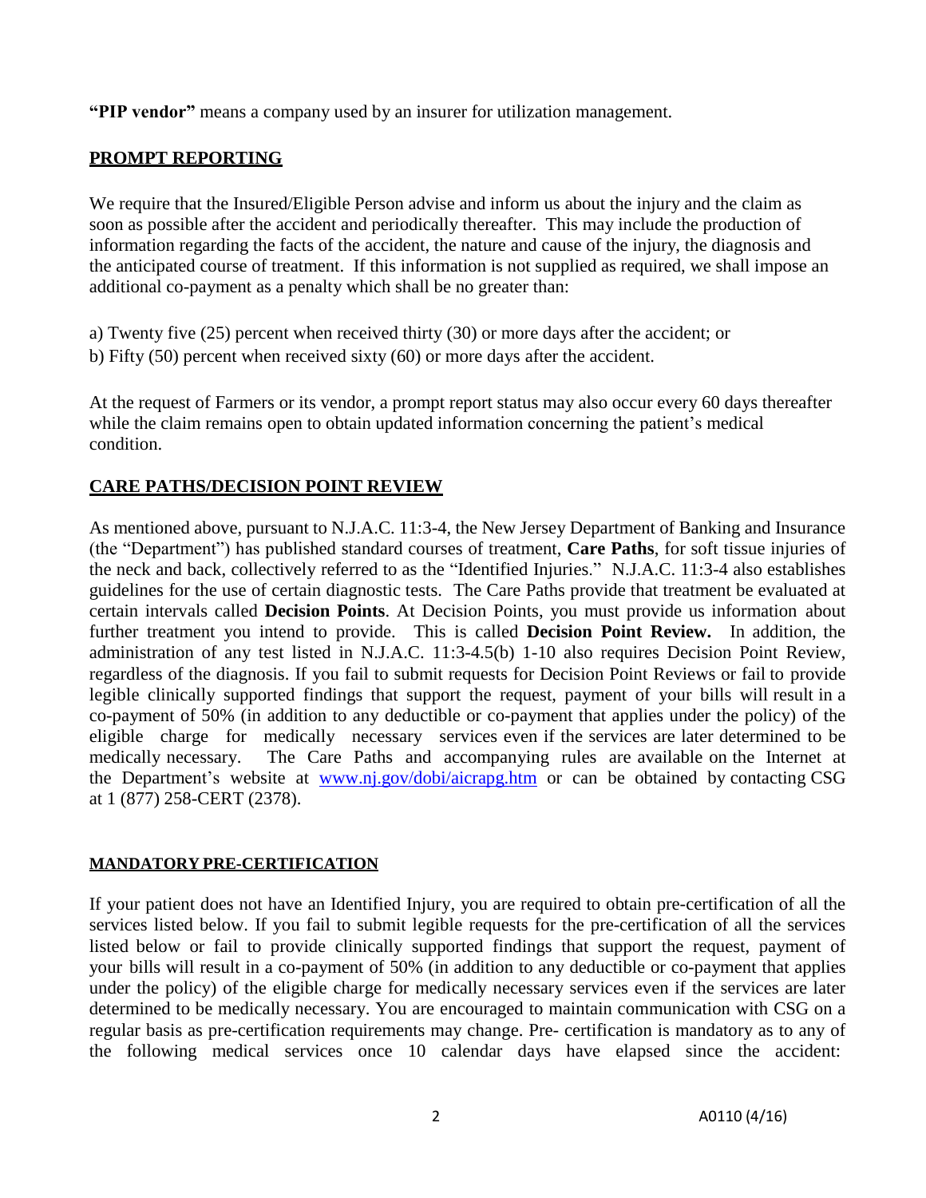**"PIP vendor"** means a company used by an insurer for utilization management.

## PROMPT REPORTING

We require that the Insured/Eligible Person advise and inform us about the injury and the claim as soon as possible after the accident and periodically thereafter. This may include the production of information regarding the facts of the accident, the nature and cause of the injury, the diagnosis and the anticipated course of treatment. If this information is not supplied as required, we shall impose an additional co-payment as a penalty which shall be no greater than:

a) Twenty five (25) percent when received thirty (30) or more days after the accident; or
b) Fifty (50) percent when received sixty (60) or more days after the accident.

At the request of Farmers or its vendor, a prompt report status may also occur every 60 days thereafter while the claim remains open to obtain updated information concerning the patient's medical condition.

## CARE PATHS/DECISION POINT REVIEW

As mentioned above, pursuant to N.J.A.C. 11:3-4, the New Jersey Department of Banking and Insurance (the "Department") has published standard courses of treatment, **Care Paths**, for soft tissue injuries of the neck and back, collectively referred to as the "Identified Injuries." N.J.A.C. 11:3-4 also establishes guidelines for the use of certain diagnostic tests. The Care Paths provide that treatment be evaluated at certain intervals called **Decision Points**. At Decision Points, you must provide us information about further treatment you intend to provide. This is called **Decision Point Review.** In addition, the administration of any test listed in N.J.A.C. 11:3-4.5(b) 1-10 also requires Decision Point Review, regardless of the diagnosis. If you fail to submit requests for Decision Point Reviews or fail to provide legible clinically supported findings that support the request, payment of your bills will result in a co-payment of 50% (in addition to any deductible or co-payment that applies under the policy) of the eligible charge for medically necessary services even if the services are later determined to be medically necessary. The Care Paths and accompanying rules are available on the Internet at the Department's website at www.nj.gov/dobi/aicrapg.htm or can be obtained by contacting CSG at 1 (877) 258-CERT (2378).

## MANDATORY PRE-CERTIFICATION

If your patient does not have an Identified Injury, you are required to obtain pre-certification of all the services listed below. If you fail to submit legible requests for the pre-certification of all the services listed below or fail to provide clinically supported findings that support the request, payment of your bills will result in a co-payment of 50% (in addition to any deductible or co-payment that applies under the policy) of the eligible charge for medically necessary services even if the services are later determined to be medically necessary. You are encouraged to maintain communication with CSG on a regular basis as pre-certification requirements may change. Pre- certification is mandatory as to any of the following medical services once 10 calendar days have elapsed since the accident: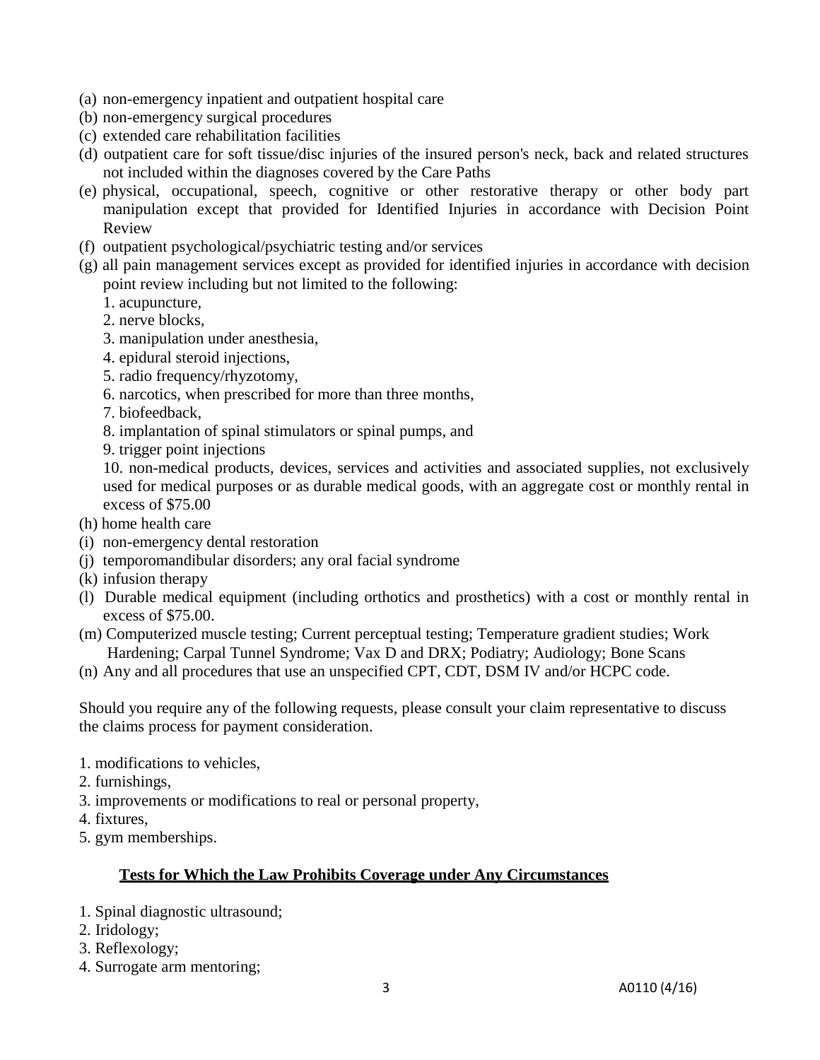(a) non-emergency inpatient and outpatient hospital care
(b) non-emergency surgical procedures
(c) extended care rehabilitation facilities
(d) outpatient care for soft tissue/disc injuries of the insured person's neck, back and related structures not included within the diagnoses covered by the Care Paths
(e) physical, occupational, speech, cognitive or other restorative therapy or other body part manipulation except that provided for Identified Injuries in accordance with Decision Point Review
(f) outpatient psychological/psychiatric testing and/or services
(g) all pain management services except as provided for identified injuries in accordance with decision point review including but not limited to the following:
   1. acupuncture,
   2. nerve blocks,
   3. manipulation under anesthesia,
   4. epidural steroid injections,
   5. radio frequency/rhyzotomy,
   6. narcotics, when prescribed for more than three months,
   7. biofeedback,
   8. implantation of spinal stimulators or spinal pumps, and
   9. trigger point injections
   10. non-medical products, devices, services and activities and associated supplies, not exclusively used for medical purposes or as durable medical goods, with an aggregate cost or monthly rental in excess of $75.00
(h) home health care
(i) non-emergency dental restoration
(j) temporomandibular disorders; any oral facial syndrome
(k) infusion therapy
(l) Durable medical equipment (including orthotics and prosthetics) with a cost or monthly rental in excess of $75.00.
(m) Computerized muscle testing; Current perceptual testing; Temperature gradient studies; Work Hardening; Carpal Tunnel Syndrome; Vax D and DRX; Podiatry; Audiology; Bone Scans
(n) Any and all procedures that use an unspecified CPT, CDT, DSM IV and/or HCPC code.

Should you require any of the following requests, please consult your claim representative to discuss the claims process for payment consideration.

1. modifications to vehicles,
2. furnishings,
3. improvements or modifications to real or personal property,
4. fixtures,
5. gym memberships.

## **Tests for Which the Law Prohibits Coverage under Any Circumstances**

1. Spinal diagnostic ultrasound;
2. Iridology;
3. Reflexology;
4. Surrogate arm mentoring;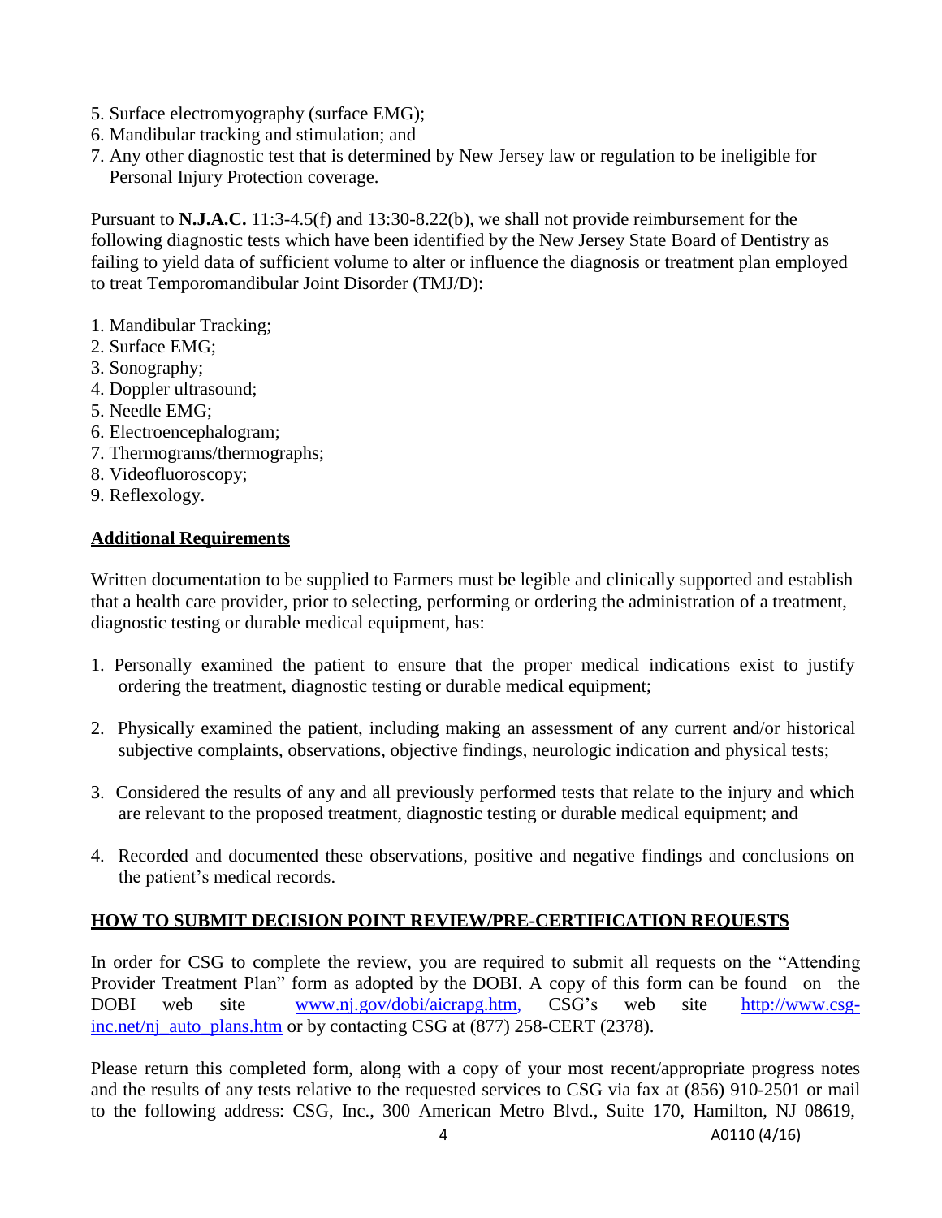5. Surface electromyography (surface EMG);
6. Mandibular tracking and stimulation; and
7. Any other diagnostic test that is determined by New Jersey law or regulation to be ineligible for Personal Injury Protection coverage.

Pursuant to **N.J.A.C.** 11:3-4.5(f) and 13:30-8.22(b), we shall not provide reimbursement for the following diagnostic tests which have been identified by the New Jersey State Board of Dentistry as failing to yield data of sufficient volume to alter or influence the diagnosis or treatment plan employed to treat Temporomandibular Joint Disorder (TMJ/D):

1. Mandibular Tracking;
2. Surface EMG;
3. Sonography;
4. Doppler ultrasound;
5. Needle EMG;
6. Electroencephalogram;
7. Thermograms/thermographs;
8. Videofluoroscopy;
9. Reflexology.

## Additional Requirements

Written documentation to be supplied to Farmers must be legible and clinically supported and establish that a health care provider, prior to selecting, performing or ordering the administration of a treatment, diagnostic testing or durable medical equipment, has:

1. Personally examined the patient to ensure that the proper medical indications exist to justify ordering the treatment, diagnostic testing or durable medical equipment;

2. Physically examined the patient, including making an assessment of any current and/or historical subjective complaints, observations, objective findings, neurologic indication and physical tests;

3. Considered the results of any and all previously performed tests that relate to the injury and which are relevant to the proposed treatment, diagnostic testing or durable medical equipment; and

4. Recorded and documented these observations, positive and negative findings and conclusions on the patient's medical records.

## HOW TO SUBMIT DECISION POINT REVIEW/PRE-CERTIFICATION REQUESTS

In order for CSG to complete the review, you are required to submit all requests on the "Attending Provider Treatment Plan" form as adopted by the DOBI. A copy of this form can be found on the DOBI web site www.nj.gov/dobi/aicrapg.htm, CSG's web site http://www.csg-inc.net/nj_auto_plans.htm or by contacting CSG at (877) 258-CERT (2378).

Please return this completed form, along with a copy of your most recent/appropriate progress notes and the results of any tests relative to the requested services to CSG via fax at (856) 910-2501 or mail to the following address: CSG, Inc., 300 American Metro Blvd., Suite 170, Hamilton, NJ 08619,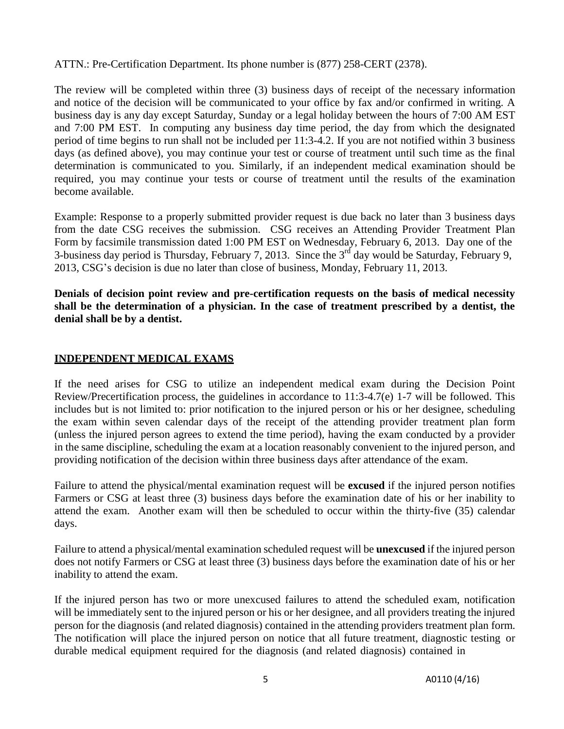ATTN.: Pre-Certification Department. Its phone number is (877) 258-CERT (2378).

The review will be completed within three (3) business days of receipt of the necessary information and notice of the decision will be communicated to your office by fax and/or confirmed in writing. A business day is any day except Saturday, Sunday or a legal holiday between the hours of 7:00 AM EST and 7:00 PM EST. In computing any business day time period, the day from which the designated period of time begins to run shall not be included per 11:3-4.2. If you are not notified within 3 business days (as defined above), you may continue your test or course of treatment until such time as the final determination is communicated to you. Similarly, if an independent medical examination should be required, you may continue your tests or course of treatment until the results of the examination become available.

Example: Response to a properly submitted provider request is due back no later than 3 business days from the date CSG receives the submission. CSG receives an Attending Provider Treatment Plan Form by facsimile transmission dated 1:00 PM EST on Wednesday, February 6, 2013. Day one of the 3-business day period is Thursday, February 7, 2013. Since the 3rd day would be Saturday, February 9, 2013, CSG's decision is due no later than close of business, Monday, February 11, 2013.

**Denials of decision point review and pre-certification requests on the basis of medical necessity shall be the determination of a physician. In the case of treatment prescribed by a dentist, the denial shall be by a dentist.**

## INDEPENDENT MEDICAL EXAMS

If the need arises for CSG to utilize an independent medical exam during the Decision Point Review/Precertification process, the guidelines in accordance to 11:3-4.7(e) 1-7 will be followed. This includes but is not limited to: prior notification to the injured person or his or her designee, scheduling the exam within seven calendar days of the receipt of the attending provider treatment plan form (unless the injured person agrees to extend the time period), having the exam conducted by a provider in the same discipline, scheduling the exam at a location reasonably convenient to the injured person, and providing notification of the decision within three business days after attendance of the exam.

Failure to attend the physical/mental examination request will be **excused** if the injured person notifies Farmers or CSG at least three (3) business days before the examination date of his or her inability to attend the exam. Another exam will then be scheduled to occur within the thirty-five (35) calendar days.

Failure to attend a physical/mental examination scheduled request will be **unexcused** if the injured person does not notify Farmers or CSG at least three (3) business days before the examination date of his or her inability to attend the exam.

If the injured person has two or more unexcused failures to attend the scheduled exam, notification will be immediately sent to the injured person or his or her designee, and all providers treating the injured person for the diagnosis (and related diagnosis) contained in the attending providers treatment plan form. The notification will place the injured person on notice that all future treatment, diagnostic testing or durable medical equipment required for the diagnosis (and related diagnosis) contained in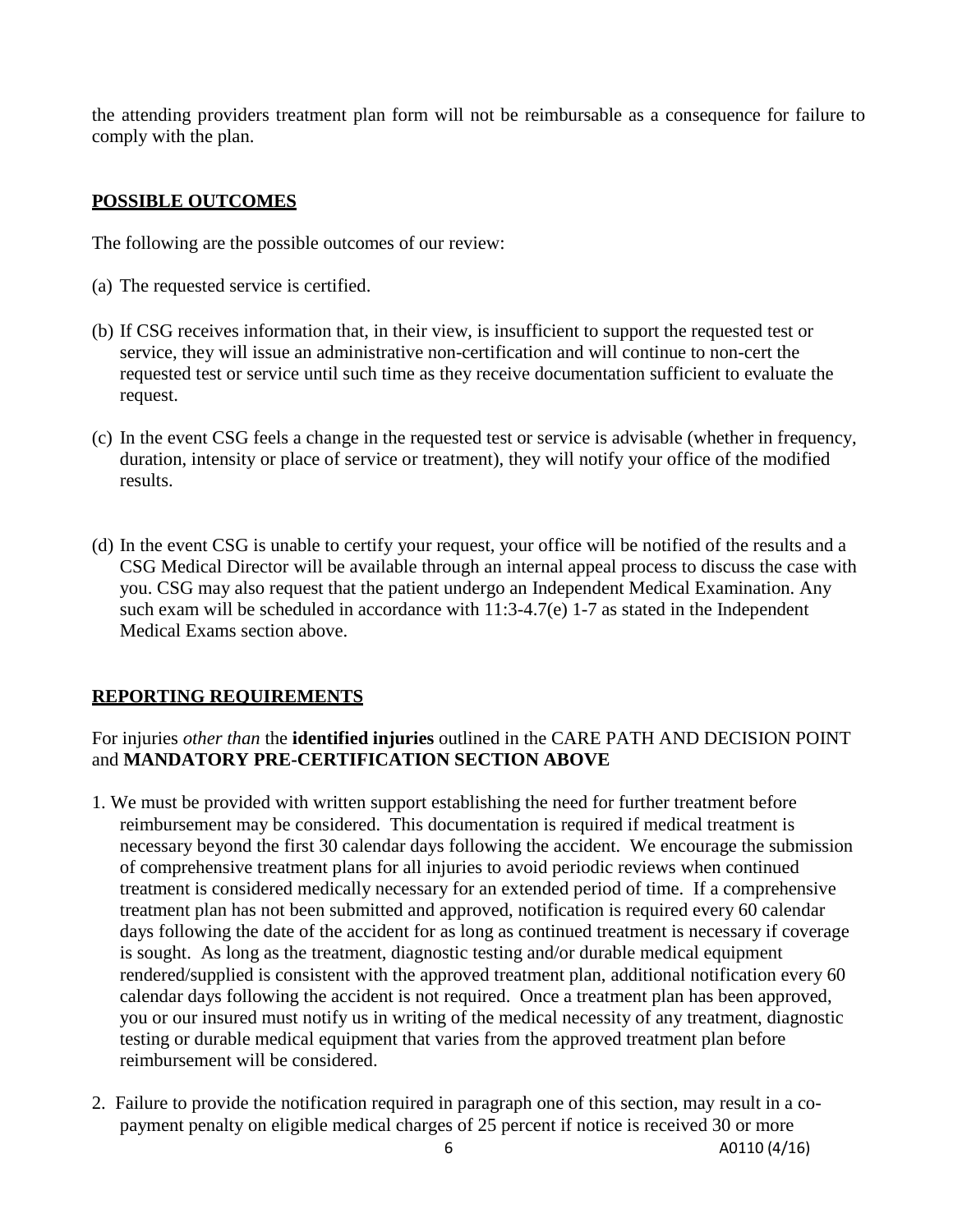the attending providers treatment plan form will not be reimbursable as a consequence for failure to comply with the plan.

## POSSIBLE OUTCOMES

The following are the possible outcomes of our review:

(a) The requested service is certified.

(b) If CSG receives information that, in their view, is insufficient to support the requested test or service, they will issue an administrative non-certification and will continue to non-cert the requested test or service until such time as they receive documentation sufficient to evaluate the request.

(c) In the event CSG feels a change in the requested test or service is advisable (whether in frequency, duration, intensity or place of service or treatment), they will notify your office of the modified results.

(d) In the event CSG is unable to certify your request, your office will be notified of the results and a CSG Medical Director will be available through an internal appeal process to discuss the case with you. CSG may also request that the patient undergo an Independent Medical Examination. Any such exam will be scheduled in accordance with 11:3-4.7(e) 1-7 as stated in the Independent Medical Exams section above.

## REPORTING REQUIREMENTS

For injuries *other than* the **identified injuries** outlined in the CARE PATH AND DECISION POINT and **MANDATORY PRE-CERTIFICATION SECTION ABOVE**

1. We must be provided with written support establishing the need for further treatment before reimbursement may be considered. This documentation is required if medical treatment is necessary beyond the first 30 calendar days following the accident. We encourage the submission of comprehensive treatment plans for all injuries to avoid periodic reviews when continued treatment is considered medically necessary for an extended period of time. If a comprehensive treatment plan has not been submitted and approved, notification is required every 60 calendar days following the date of the accident for as long as continued treatment is necessary if coverage is sought. As long as the treatment, diagnostic testing and/or durable medical equipment rendered/supplied is consistent with the approved treatment plan, additional notification every 60 calendar days following the accident is not required. Once a treatment plan has been approved, you or our insured must notify us in writing of the medical necessity of any treatment, diagnostic testing or durable medical equipment that varies from the approved treatment plan before reimbursement will be considered.

2. Failure to provide the notification required in paragraph one of this section, may result in a co-payment penalty on eligible medical charges of 25 percent if notice is received 30 or more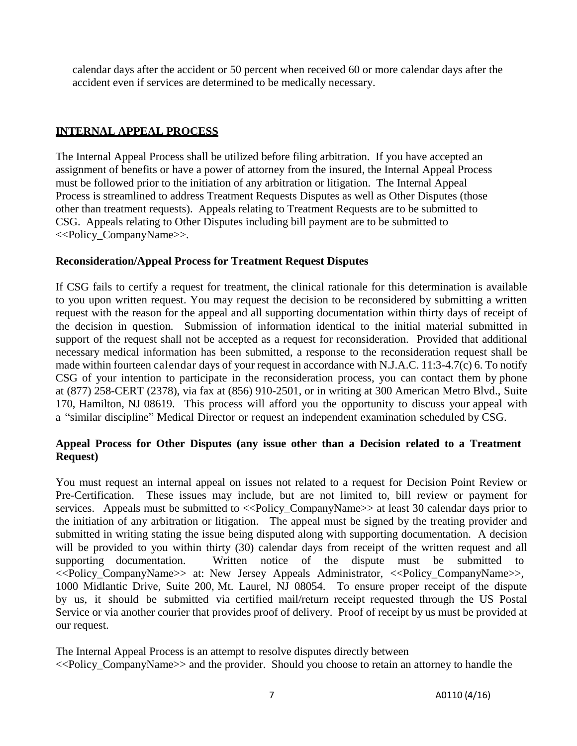calendar days after the accident or 50 percent when received 60 or more calendar days after the accident even if services are determined to be medically necessary.

## INTERNAL APPEAL PROCESS

The Internal Appeal Process shall be utilized before filing arbitration. If you have accepted an assignment of benefits or have a power of attorney from the insured, the Internal Appeal Process must be followed prior to the initiation of any arbitration or litigation. The Internal Appeal Process is streamlined to address Treatment Requests Disputes as well as Other Disputes (those other than treatment requests). Appeals relating to Treatment Requests are to be submitted to CSG. Appeals relating to Other Disputes including bill payment are to be submitted to <<Policy_CompanyName>>.

### Reconsideration/Appeal Process for Treatment Request Disputes

If CSG fails to certify a request for treatment, the clinical rationale for this determination is available to you upon written request. You may request the decision to be reconsidered by submitting a written request with the reason for the appeal and all supporting documentation within thirty days of receipt of the decision in question. Submission of information identical to the initial material submitted in support of the request shall not be accepted as a request for reconsideration. Provided that additional necessary medical information has been submitted, a response to the reconsideration request shall be made within fourteen calendar days of your request in accordance with N.J.A.C. 11:3-4.7(c) 6. To notify CSG of your intention to participate in the reconsideration process, you can contact them by phone at (877) 258-CERT (2378), via fax at (856) 910-2501, or in writing at 300 American Metro Blvd., Suite 170, Hamilton, NJ 08619. This process will afford you the opportunity to discuss your appeal with a "similar discipline" Medical Director or request an independent examination scheduled by CSG.

### Appeal Process for Other Disputes (any issue other than a Decision related to a Treatment Request)

You must request an internal appeal on issues not related to a request for Decision Point Review or Pre-Certification. These issues may include, but are not limited to, bill review or payment for services. Appeals must be submitted to <<Policy_CompanyName>> at least 30 calendar days prior to the initiation of any arbitration or litigation. The appeal must be signed by the treating provider and submitted in writing stating the issue being disputed along with supporting documentation. A decision will be provided to you within thirty (30) calendar days from receipt of the written request and all supporting documentation. Written notice of the dispute must be submitted to <<Policy_CompanyName>> at: New Jersey Appeals Administrator, <<Policy_CompanyName>>, 1000 Midlantic Drive, Suite 200, Mt. Laurel, NJ 08054. To ensure proper receipt of the dispute by us, it should be submitted via certified mail/return receipt requested through the US Postal Service or via another courier that provides proof of delivery. Proof of receipt by us must be provided at our request.

The Internal Appeal Process is an attempt to resolve disputes directly between <<Policy_CompanyName>> and the provider. Should you choose to retain an attorney to handle the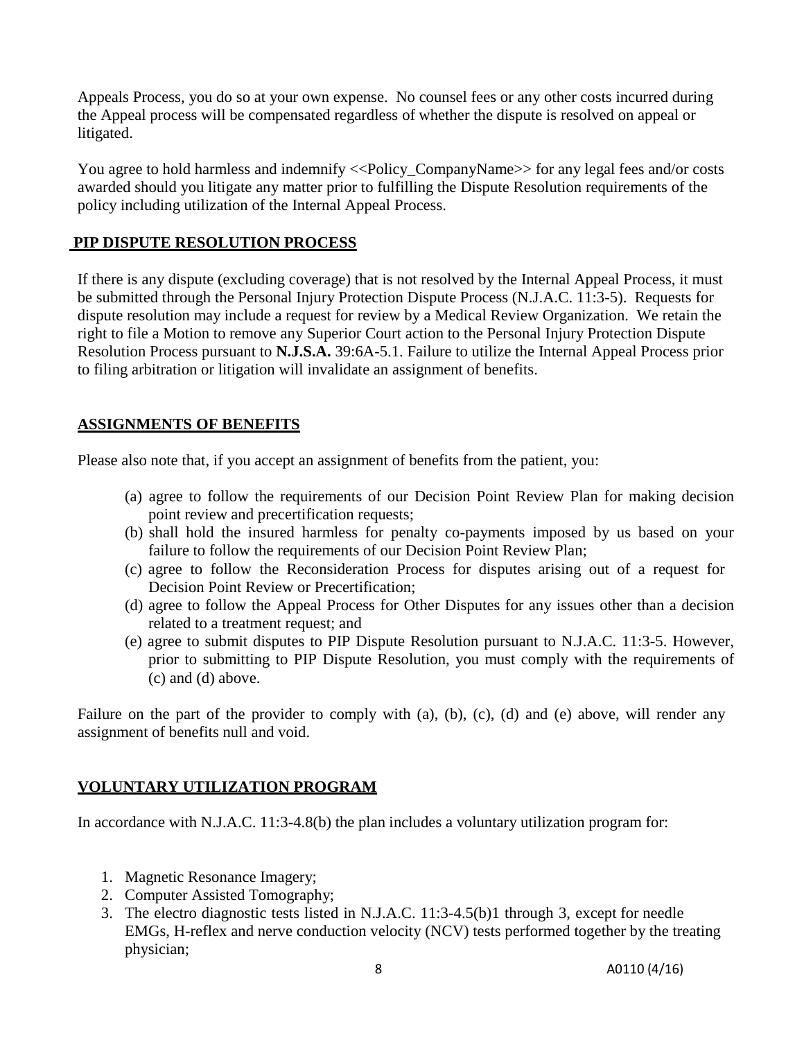Appeals Process, you do so at your own expense. No counsel fees or any other costs incurred during the Appeal process will be compensated regardless of whether the dispute is resolved on appeal or litigated.

You agree to hold harmless and indemnify <<Policy_CompanyName>> for any legal fees and/or costs awarded should you litigate any matter prior to fulfilling the Dispute Resolution requirements of the policy including utilization of the Internal Appeal Process.

## PIP DISPUTE RESOLUTION PROCESS

If there is any dispute (excluding coverage) that is not resolved by the Internal Appeal Process, it must be submitted through the Personal Injury Protection Dispute Process (N.J.A.C. 11:3-5). Requests for dispute resolution may include a request for review by a Medical Review Organization. We retain the right to file a Motion to remove any Superior Court action to the Personal Injury Protection Dispute Resolution Process pursuant to **N.J.S.A.** 39:6A-5.1. Failure to utilize the Internal Appeal Process prior to filing arbitration or litigation will invalidate an assignment of benefits.

## ASSIGNMENTS OF BENEFITS

Please also note that, if you accept an assignment of benefits from the patient, you:

(a) agree to follow the requirements of our Decision Point Review Plan for making decision point review and precertification requests;
(b) shall hold the insured harmless for penalty co-payments imposed by us based on your failure to follow the requirements of our Decision Point Review Plan;
(c) agree to follow the Reconsideration Process for disputes arising out of a request for Decision Point Review or Precertification;
(d) agree to follow the Appeal Process for Other Disputes for any issues other than a decision related to a treatment request; and
(e) agree to submit disputes to PIP Dispute Resolution pursuant to N.J.A.C. 11:3-5. However, prior to submitting to PIP Dispute Resolution, you must comply with the requirements of (c) and (d) above.

Failure on the part of the provider to comply with (a), (b), (c), (d) and (e) above, will render any assignment of benefits null and void.

## VOLUNTARY UTILIZATION PROGRAM

In accordance with N.J.A.C. 11:3-4.8(b) the plan includes a voluntary utilization program for:

1. Magnetic Resonance Imagery;
2. Computer Assisted Tomography;
3. The electro diagnostic tests listed in N.J.A.C. 11:3-4.5(b)1 through 3, except for needle EMGs, H-reflex and nerve conduction velocity (NCV) tests performed together by the treating physician;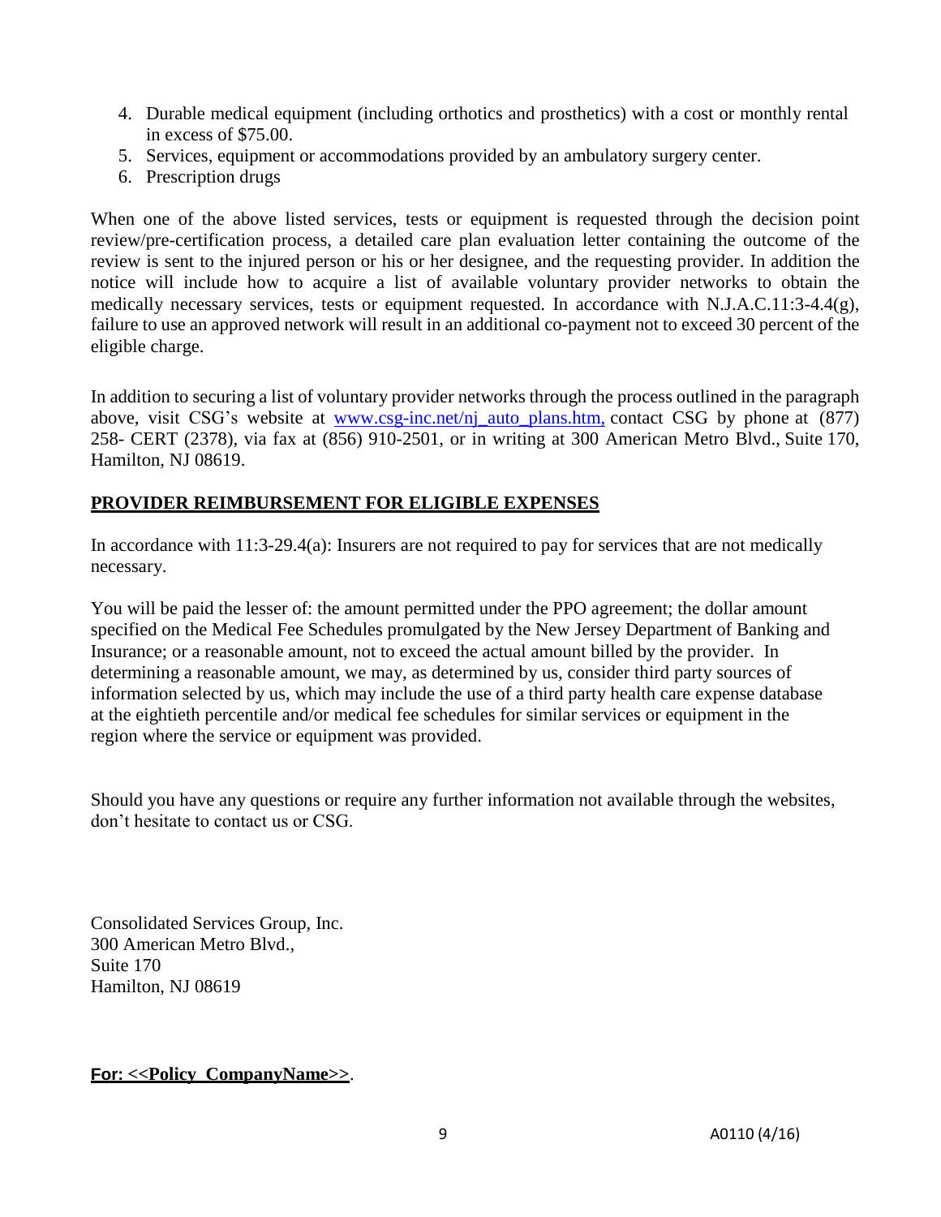4. Durable medical equipment (including orthotics and prosthetics) with a cost or monthly rental in excess of $75.00.
5. Services, equipment or accommodations provided by an ambulatory surgery center.
6. Prescription drugs

When one of the above listed services, tests or equipment is requested through the decision point review/pre-certification process, a detailed care plan evaluation letter containing the outcome of the review is sent to the injured person or his or her designee, and the requesting provider. In addition the notice will include how to acquire a list of available voluntary provider networks to obtain the medically necessary services, tests or equipment requested. In accordance with N.J.A.C.11:3-4.4(g), failure to use an approved network will result in an additional co-payment not to exceed 30 percent of the eligible charge.

In addition to securing a list of voluntary provider networks through the process outlined in the paragraph above, visit CSG's website at [www.csg-inc.net/nj_auto_plans.htm,](http://www.csg-inc.net/nj_auto_plans.htm) contact CSG by phone at (877) 258- CERT (2378), via fax at (856) 910-2501, or in writing at 300 American Metro Blvd., Suite 170, Hamilton, NJ 08619.

## PROVIDER REIMBURSEMENT FOR ELIGIBLE EXPENSES

In accordance with 11:3-29.4(a): Insurers are not required to pay for services that are not medically necessary.

You will be paid the lesser of: the amount permitted under the PPO agreement; the dollar amount specified on the Medical Fee Schedules promulgated by the New Jersey Department of Banking and Insurance; or a reasonable amount, not to exceed the actual amount billed by the provider. In determining a reasonable amount, we may, as determined by us, consider third party sources of information selected by us, which may include the use of a third party health care expense database at the eightieth percentile and/or medical fee schedules for similar services or equipment in the region where the service or equipment was provided.

Should you have any questions or require any further information not available through the websites, don't hesitate to contact us or CSG.

Consolidated Services Group, Inc.
300 American Metro Blvd.,
Suite 170
Hamilton, NJ 08619

**For: <<Policy_CompanyName>>**.

A0110 (4/16)